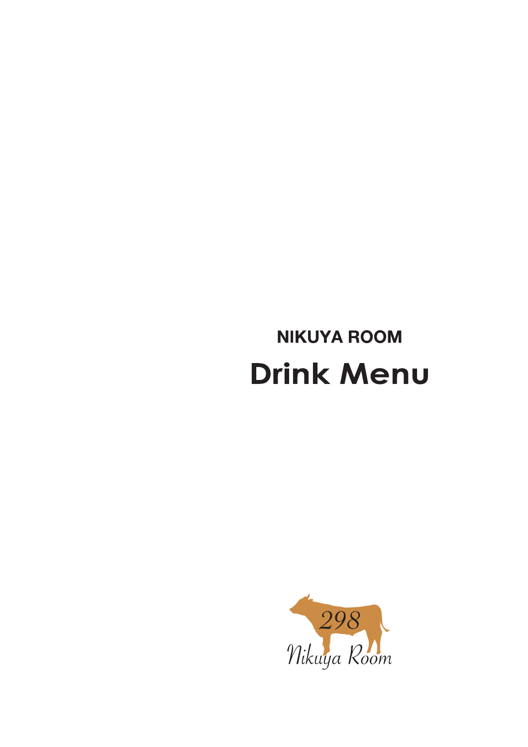NIKUYA ROOM

# Drink Menu

298

Nikuya Room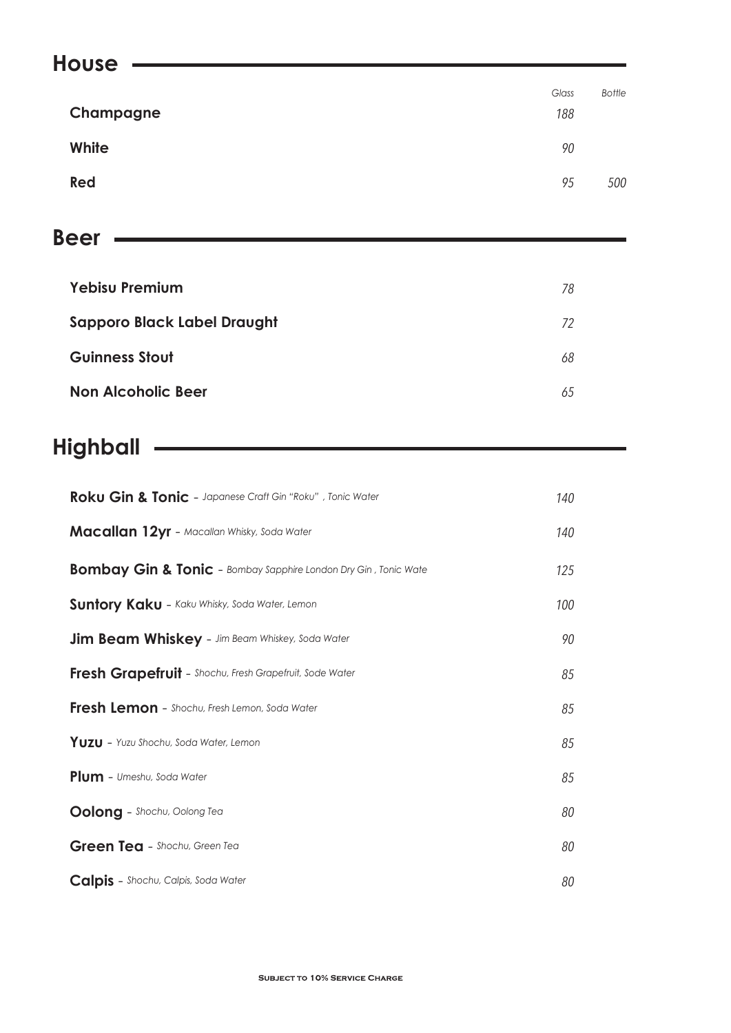## House

| | Glass | Bottle |
|---|---|---|
| **Champagne** | *188* | |
| **White** | *90* | |
| **Red** | *95* | *500* |

## Beer

| | |
|---|---|
| **Yebisu Premium** | *78* |
| **Sapporo Black Label Draught** | *72* |
| **Guinness Stout** | *68* |
| **Non Alcoholic Beer** | *65* |

## Highball

| | |
|---|---|
| **Roku Gin & Tonic** - *Japanese Craft Gin "Roku" , Tonic Water* | *140* |
| **Macallan 12yr** - *Macallan Whisky, Soda Water* | *140* |
| **Bombay Gin & Tonic** - *Bombay Sapphire London Dry Gin , Tonic Wate* | *125* |
| **Suntory Kaku** - *Kaku Whisky, Soda Water, Lemon* | *100* |
| **Jim Beam Whiskey** - *Jim Beam Whiskey, Soda Water* | *90* |
| **Fresh Grapefruit** - *Shochu, Fresh Grapefruit, Sode Water* | *85* |
| **Fresh Lemon** - *Shochu, Fresh Lemon, Soda Water* | *85* |
| **Yuzu** - *Yuzu Shochu, Soda Water, Lemon* | *85* |
| **Plum** - *Umeshu, Soda Water* | *85* |
| **Oolong** - *Shochu, Oolong Tea* | *80* |
| **Green Tea** - *Shochu, Green Tea* | *80* |
| **Calpis** - *Shochu, Calpis, Soda Water* | *80* |

**Subject to 10% Service Charge**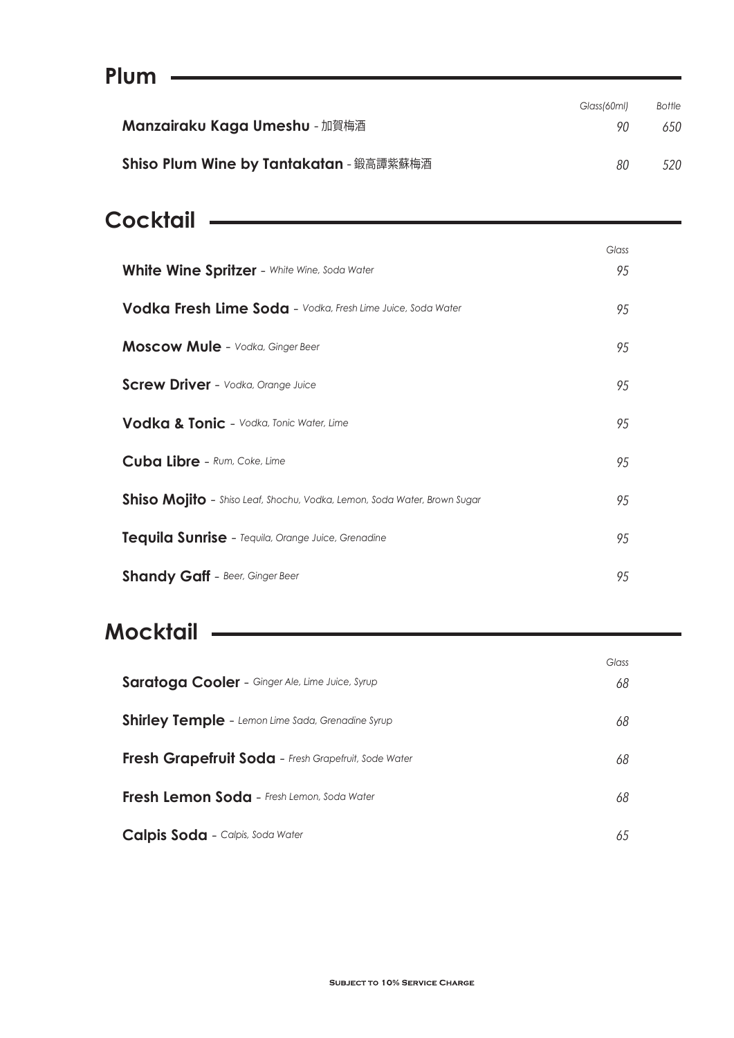## Plum

| | Glass(60ml) | Bottle |
|---|---|---|
| **Manzairaku Kaga Umeshu** - 加賀梅酒 | 90 | 650 |
| **Shiso Plum Wine by Tantakatan** - 鍛高譚紫蘇梅酒 | 80 | 520 |

## Cocktail

| | Glass |
|---|---|
| **White Wine Spritzer** - *White Wine, Soda Water* | 95 |
| **Vodka Fresh Lime Soda** - *Vodka, Fresh Lime Juice, Soda Water* | 95 |
| **Moscow Mule** - *Vodka, Ginger Beer* | 95 |
| **Screw Driver** - *Vodka, Orange Juice* | 95 |
| **Vodka & Tonic** - *Vodka, Tonic Water, Lime* | 95 |
| **Cuba Libre** - *Rum, Coke, Lime* | 95 |
| **Shiso Mojito** - *Shiso Leaf, Shochu, Vodka, Lemon, Soda Water, Brown Sugar* | 95 |
| **Tequila Sunrise** - *Tequila, Orange Juice, Grenadine* | 95 |
| **Shandy Gaff** - *Beer, Ginger Beer* | 95 |

## Mocktail

| | Glass |
|---|---|
| **Saratoga Cooler** - *Ginger Ale, Lime Juice, Syrup* | 68 |
| **Shirley Temple** - *Lemon Lime Sada, Grenadine Syrup* | 68 |
| **Fresh Grapefruit Soda** - *Fresh Grapefruit, Sode Water* | 68 |
| **Fresh Lemon Soda** - *Fresh Lemon, Soda Water* | 68 |
| **Calpis Soda** - *Calpis, Soda Water* | 65 |

**Subject to 10% Service Charge**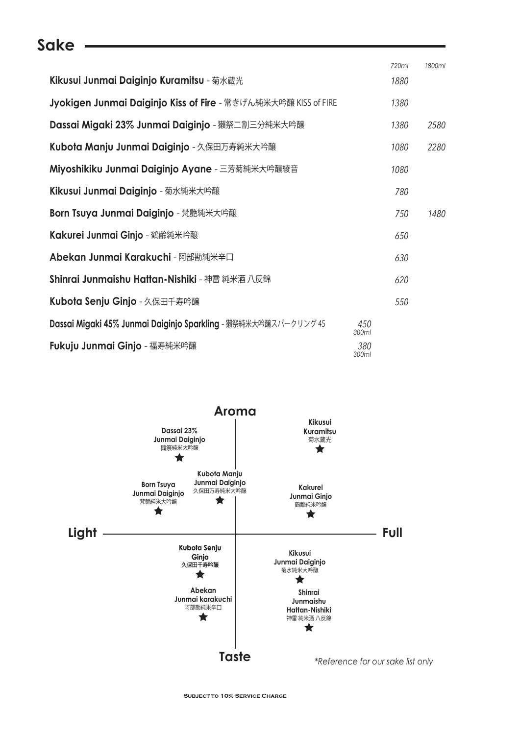## Sake

| | 720ml | 1800ml |
|---|---|---|
| **Kikusui Junmai Daiginjo Kuramitsu** - 菊水蔵光 | 1880 | |
| **Jyokigen Junmai Daiginjo Kiss of Fire** - 常きげん純米大吟醸 KISS of FIRE | 1380 | |
| **Dassai Migaki 23% Junmai Daiginjo** - 獺祭二割三分純米大吟醸 | 1380 | 2580 |
| **Kubota Manju Junmai Daiginjo** - 久保田万寿純米大吟醸 | 1080 | 2280 |
| **Miyoshikiku Junmai Daiginjo Ayane** - 三芳菊純米大吟醸綾音 | 1080 | |
| **Kikusui Junmai Daiginjo** - 菊水純米大吟醸 | 780 | |
| **Born Tsuya Junmai Daiginjo** - 梵艶純米大吟醸 | 750 | 1480 |
| **Kakurei Junmai Ginjo** - 鶴齢純米吟醸 | 650 | |
| **Abekan Junmai Karakuchi** - 阿部勘純米辛口 | 630 | |
| **Shinrai Junmaishu Hattan-Nishiki** - 神雷 純米酒 八反錦 | 620 | |
| **Kubota Senju Ginjo** - 久保田千寿吟醸 | 550 | |
| **Dassai Migaki 45% Junmai Daiginjo Sparkling** - 獺祭純米大吟醸スパークリング 45 | 450 *300ml* | |
| **Fukuju Junmai Ginjo** - 福寿純米吟醸 | 380 *300ml* | |

**Aroma**

**Light** — **Full**

**Taste**

- **Dassai 23% Junmai Daiginjo** 獺祭純米大吟醸
- **Kikusui Kuramitsu** 菊水蔵光
- **Kubota Manju Junmai Daiginjo** 久保田万寿純米大吟醸
- **Born Tsuya Junmai Daiginjo** 梵艶純米大吟醸
- **Kakurei Junmai Ginjo** 鶴齢純米吟醸
- **Kubota Senju Ginjo** 久保田千寿吟醸
- **Kikusui Junmai Daiginjo** 菊水純米大吟醸
- **Abekan Junmai karakuchi** 阿部勘純米辛口
- **Shinrai Junmaishu Hattan-Nishiki** 神雷 純米酒 八反錦

*\*Reference for our sake list only*

SUBJECT TO 10% SERVICE CHARGE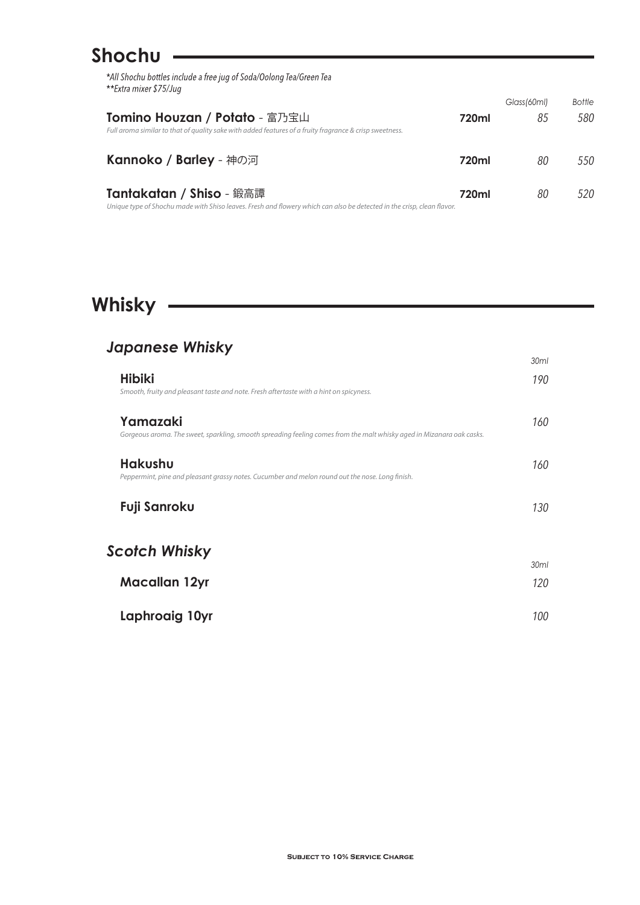## Shochu

*\*All Shochu bottles include a free jug of Soda/Oolong Tea/Green Tea*
*\*\*Extra mixer $75/Jug*

| | | Glass(60ml) | Bottle |
|---|---|---|---|
| **Tomino Houzan / Potato** - 富乃宝山<br>*Full aroma similar to that of quality sake with added features of a fruity fragrance & crisp sweetness.* | **720ml** | 85 | 580 |
| **Kannoko / Barley** - 神の河 | **720ml** | 80 | 550 |
| **Tantakatan / Shiso** - 鍛高譚<br>*Unique type of Shochu made with Shiso leaves. Fresh and flowery which can also be detected in the crisp, clean flavor.* | **720ml** | 80 | 520 |

## Whisky

### *Japanese Whisky*

| | 30ml |
|---|---|
| **Hibiki**<br>*Smooth, fruity and pleasant taste and note. Fresh aftertaste with a hint on spicyness.* | 190 |
| **Yamazaki**<br>*Gorgeous aroma. The sweet, sparkling, smooth spreading feeling comes from the malt whisky aged in Mizanara oak casks.* | 160 |
| **Hakushu**<br>*Peppermint, pine and pleasant grassy notes. Cucumber and melon round out the nose. Long finish.* | 160 |
| **Fuji Sanroku** | 130 |

### *Scotch Whisky*

| | 30ml |
|---|---|
| **Macallan 12yr** | 120 |
| **Laphroaig 10yr** | 100 |

Subject to 10% Service Charge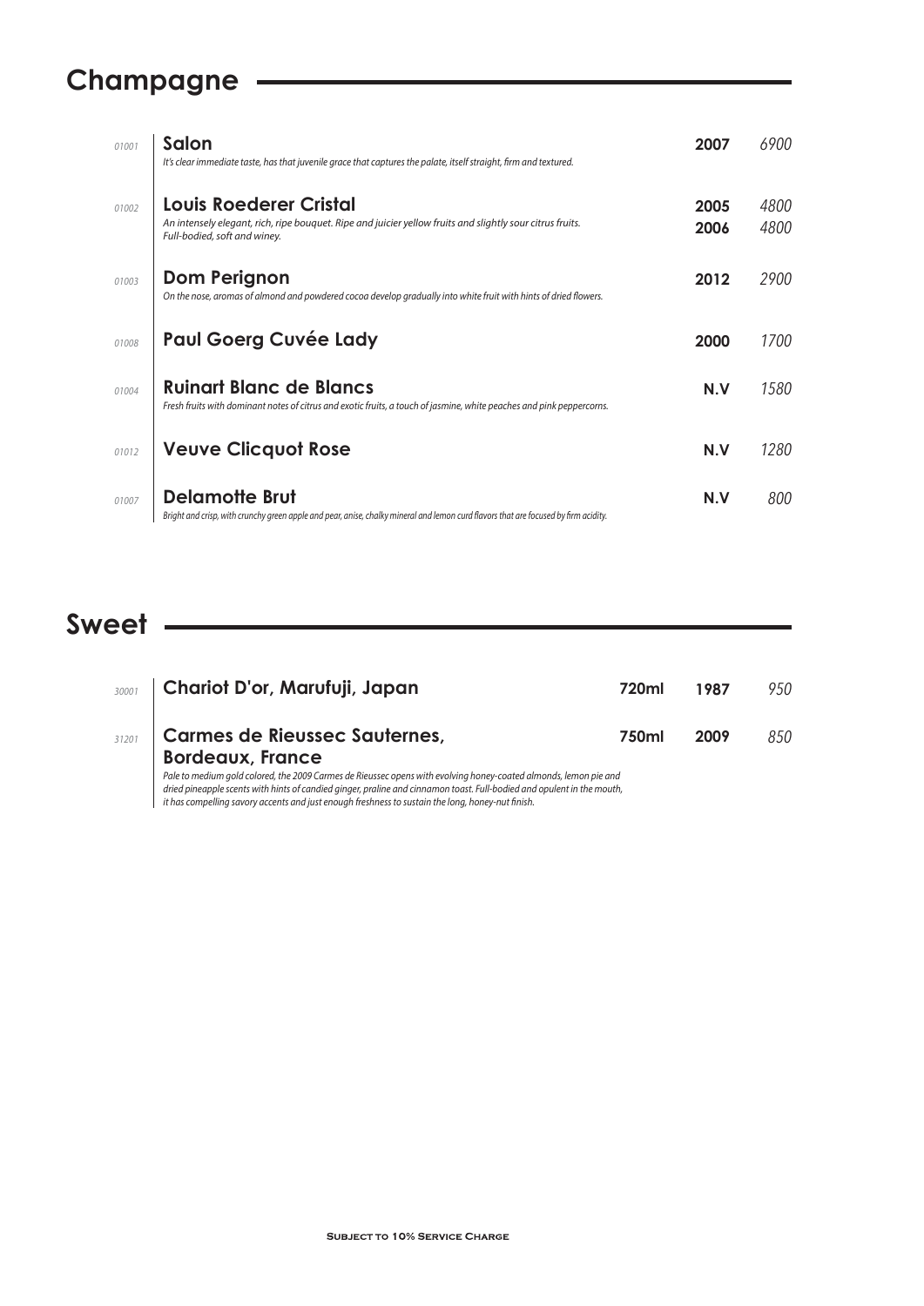## Champagne

*01001* **Salon** — **2007** — *6900*
*It's clear immediate taste, has that juvenile grace that captures the palate, itself straight, firm and textured.*

*01002* **Louis Roederer Cristal** — **2005** — *4800* / **2006** — *4800*
*An intensely elegant, rich, ripe bouquet. Ripe and juicier yellow fruits and slightly sour citrus fruits. Full-bodied, soft and winey.*

*01003* **Dom Perignon** — **2012** — *2900*
*On the nose, aromas of almond and powdered cocoa develop gradually into white fruit with hints of dried flowers.*

*01008* **Paul Goerg Cuvée Lady** — **2000** — *1700*

*01004* **Ruinart Blanc de Blancs** — **N.V** — *1580*
*Fresh fruits with dominant notes of citrus and exotic fruits, a touch of jasmine, white peaches and pink peppercorns.*

*01012* **Veuve Clicquot Rose** — **N.V** — *1280*

*01007* **Delamotte Brut** — **N.V** — *800*
*Bright and crisp, with crunchy green apple and pear, anise, chalky mineral and lemon curd flavors that are focused by firm acidity.*

## Sweet

*30001* **Chariot D'or, Marufuji, Japan** — **720ml** — **1987** — *950*

*31201* **Carmes de Rieussec Sauternes, Bordeaux, France** — **750ml** — **2009** — *850*
*Pale to medium gold colored, the 2009 Carmes de Rieussec opens with evolving honey-coated almonds, lemon pie and dried pineapple scents with hints of candied ginger, praline and cinnamon toast. Full-bodied and opulent in the mouth, it has compelling savory accents and just enough freshness to sustain the long, honey-nut finish.*

**Subject to 10% Service Charge**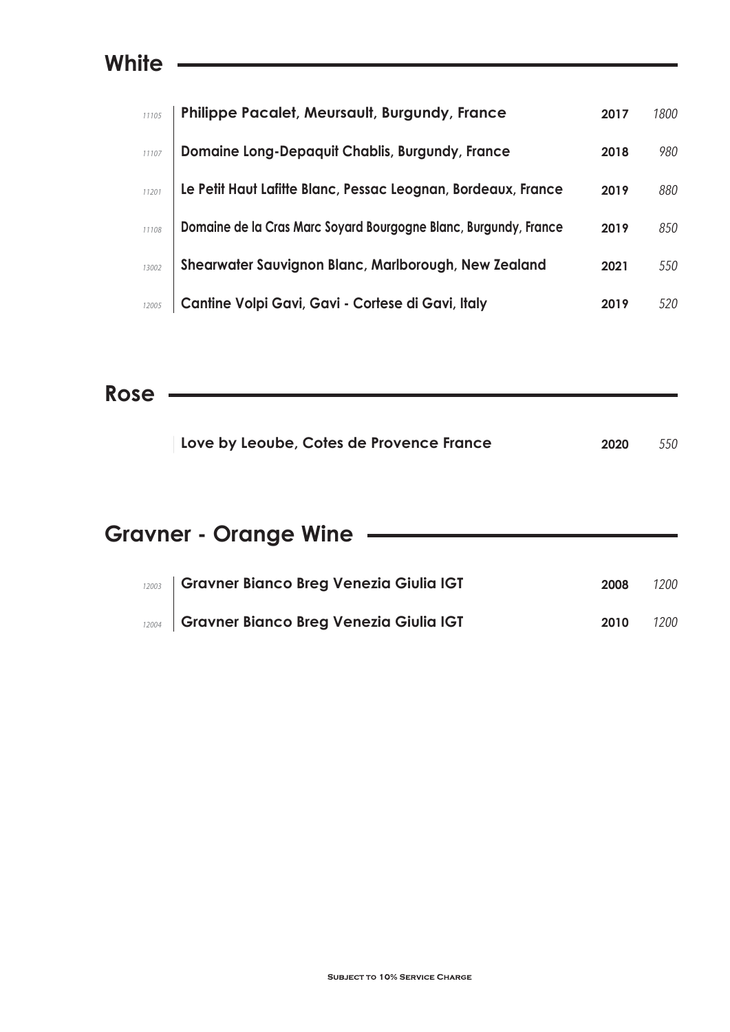## White

| Code | Wine | Vintage | Price |
|---|---|---|---|
| 11105 | **Philippe Pacalet, Meursault, Burgundy, France** | **2017** | *1800* |
| 11107 | **Domaine Long-Depaquit Chablis, Burgundy, France** | **2018** | *980* |
| 11201 | **Le Petit Haut Lafitte Blanc, Pessac Leognan, Bordeaux, France** | **2019** | *880* |
| 11108 | **Domaine de la Cras Marc Soyard Bourgogne Blanc, Burgundy, France** | **2019** | *850* |
| 13002 | **Shearwater Sauvignon Blanc, Marlborough, New Zealand** | **2021** | *550* |
| 12005 | **Cantine Volpi Gavi, Gavi - Cortese di Gavi, Italy** | **2019** | *520* |

## Rose

| Code | Wine | Vintage | Price |
|---|---|---|---|
| | **Love by Leoube, Cotes de Provence France** | **2020** | *550* |

## Gravner - Orange Wine

| Code | Wine | Vintage | Price |
|---|---|---|---|
| 12003 | **Gravner Bianco Breg Venezia Giulia IGT** | **2008** | *1200* |
| 12004 | **Gravner Bianco Breg Venezia Giulia IGT** | **2010** | *1200* |

**Subject to 10% Service Charge**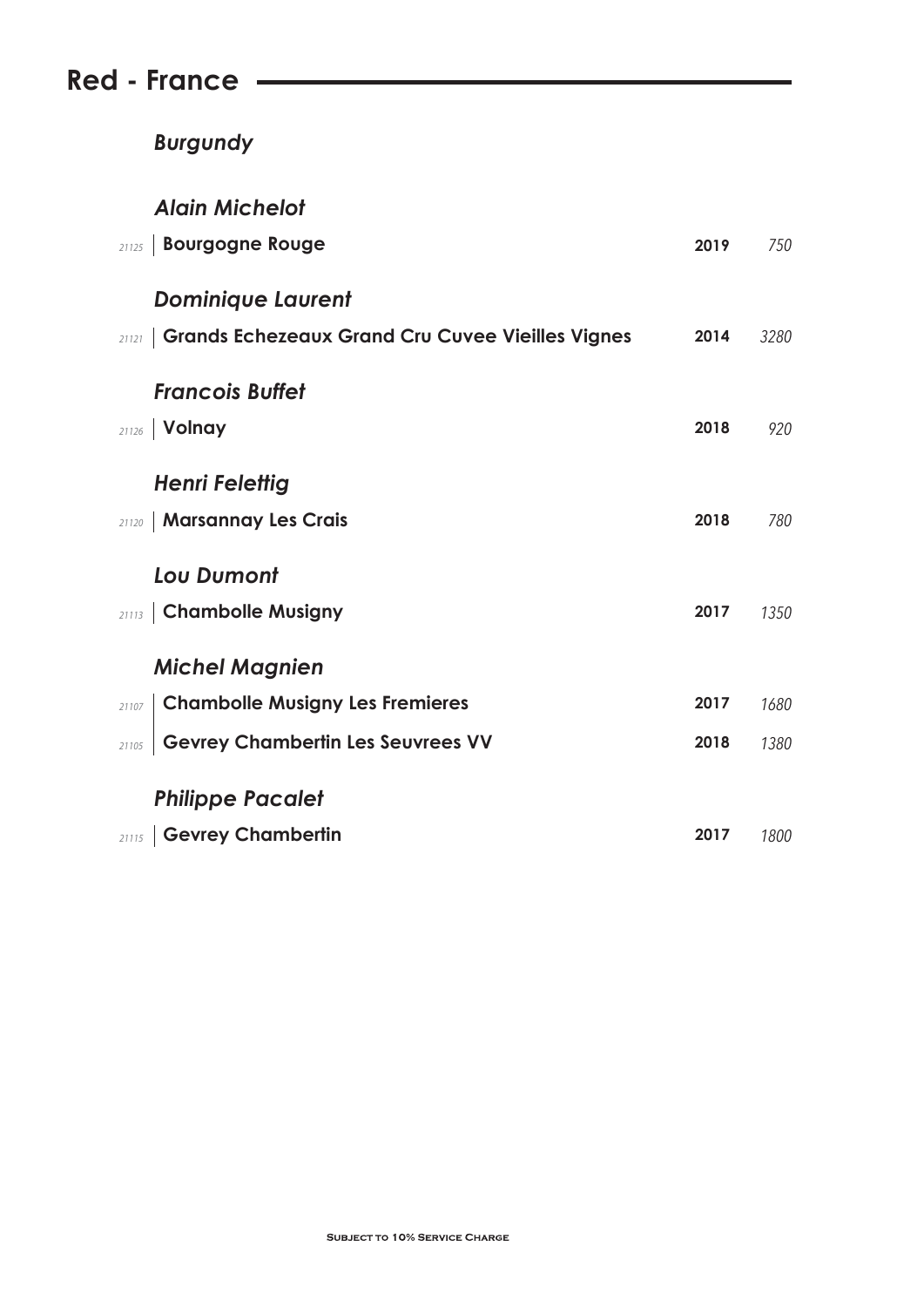## Red - France

### *Burgundy*

***Alain Michelot***

| | | | |
|---|---|---|---|
| *21125* | **Bourgogne Rouge** | **2019** | *750* |

***Dominique Laurent***

| | | | |
|---|---|---|---|
| *21121* | **Grands Echezeaux Grand Cru Cuvee Vieilles Vignes** | **2014** | *3280* |

***Francois Buffet***

| | | | |
|---|---|---|---|
| *21126* | **Volnay** | **2018** | *920* |

***Henri Felettig***

| | | | |
|---|---|---|---|
| *21120* | **Marsannay Les Crais** | **2018** | *780* |

***Lou Dumont***

| | | | |
|---|---|---|---|
| *21113* | **Chambolle Musigny** | **2017** | *1350* |

***Michel Magnien***

| | | | |
|---|---|---|---|
| *21107* | **Chambolle Musigny Les Fremieres** | **2017** | *1680* |
| *21105* | **Gevrey Chambertin Les Seuvrees VV** | **2018** | *1380* |

***Philippe Pacalet***

| | | | |
|---|---|---|---|
| *21115* | **Gevrey Chambertin** | **2017** | *1800* |

**Subject to 10% Service Charge**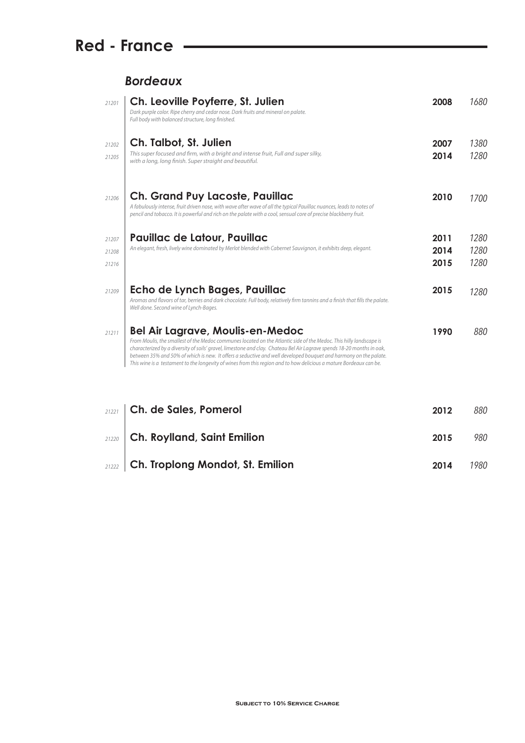# Red - France

## *Bordeaux*

21201 | **Ch. Leoville Poyferre, St. Julien** | **2008** | *1680*

*Dark purple color. Ripe cherry and cedar nose. Dark fruits and mineral on palate. Full body with balanced structure, long finished.*

21202 | **Ch. Talbot, St. Julien** | **2007** | *1380*
21205 | | **2014** | *1280*

*This super focused and firm, with a bright and intense fruit, Full and super silky, with a long, long finish. Super straight and beautiful.*

21206 | **Ch. Grand Puy Lacoste, Pauillac** | **2010** | *1700*

*A fabulously intense, fruit driven nose, with wave after wave of all the typical Pauillac nuances, leads to notes of pencil and tobacco. It is powerful and rich on the palate with a cool, sensual core of precise blackberry fruit.*

21207 | **Pauillac de Latour, Pauillac** | **2011** | *1280*
21208 | | **2014** | *1280*
21216 | | **2015** | *1280*

*An elegant, fresh, lively wine dominated by Merlot blended with Cabernet Sauvignon, it exhibits deep, elegant.*

21209 | **Echo de Lynch Bages, Pauillac** | **2015** | *1280*

*Aromas and flavors of tar, berries and dark chocolate. Full body, relatively firm tannins and a finish that fills the palate. Well done. Second wine of Lynch-Bages.*

21211 | **Bel Air Lagrave, Moulis-en-Medoc** | **1990** | *880*

*From Moulis, the smallest of the Medoc communes located on the Atlantic side of the Medoc. This hilly landscape is characterized by a diversity of soils' gravel, limestone and clay. Chateau Bel Air Lagrave spends 18-20 months in oak, between 35% and 50% of which is new. It offers a seductive and well developed bouquet and harmony on the palate. This wine is a testament to the longevity of wines from this region and to how delicious a mature Bordeaux can be.*

21221 | **Ch. de Sales, Pomerol** | **2012** | *880*

21220 | **Ch. Roylland, Saint Emilion** | **2015** | *980*

21222 | **Ch. Troplong Mondot, St. Emilion** | **2014** | *1980*

**Subject to 10% Service Charge**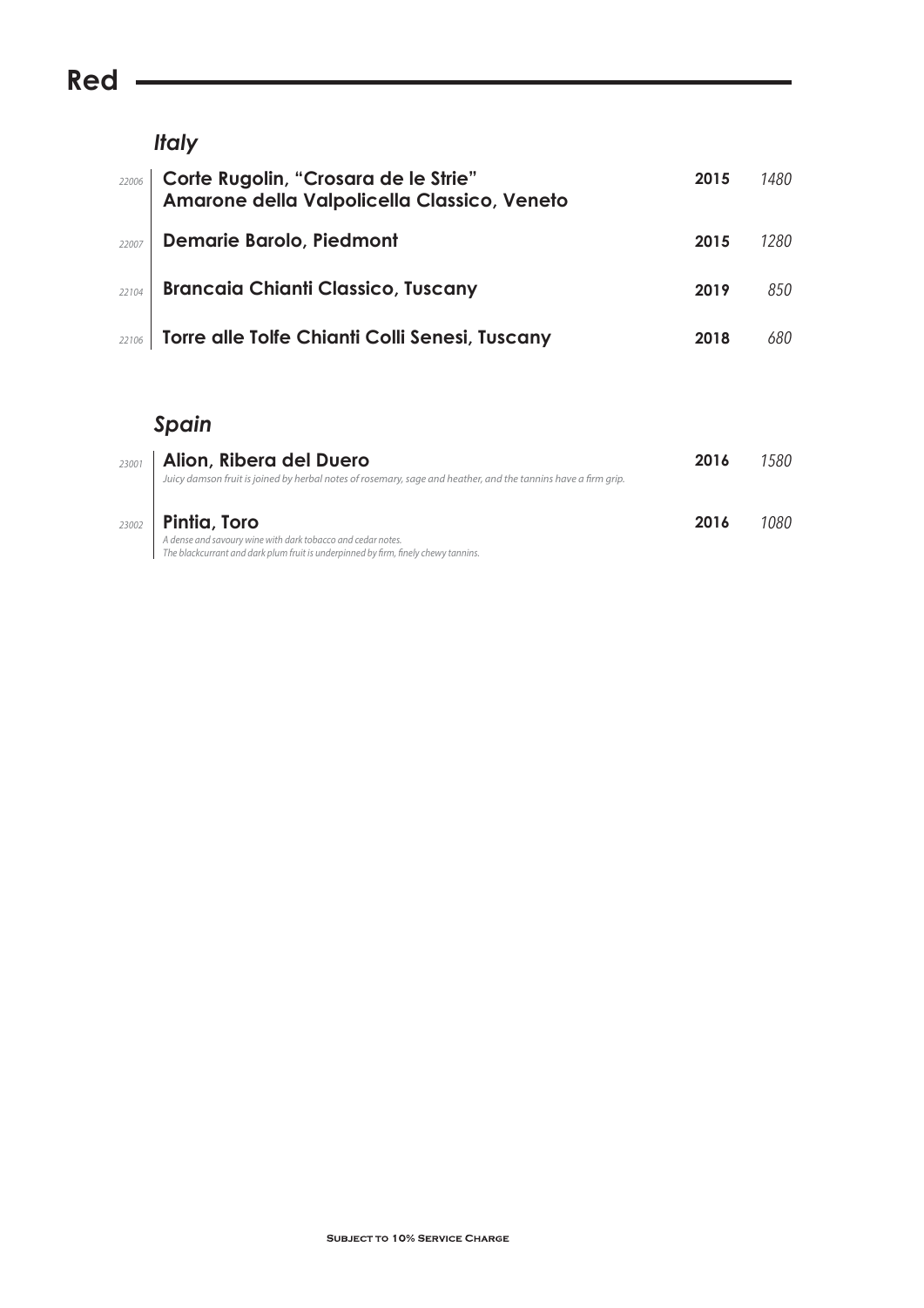# Red

## *Italy*

| Code | Wine | Vintage | Price |
|---|---|---|---|
| *22006* | **Corte Rugolin, "Crosara de le Strie" Amarone della Valpolicella Classico, Veneto** | **2015** | *1480* |
| *22007* | **Demarie Barolo, Piedmont** | **2015** | *1280* |
| *22104* | **Brancaia Chianti Classico, Tuscany** | **2019** | *850* |
| *22106* | **Torre alle Tolfe Chianti Colli Senesi, Tuscany** | **2018** | *680* |

## *Spain*

| Code | Wine | Vintage | Price |
|---|---|---|---|
| *23001* | **Alion, Ribera del Duero**<br>*Juicy damson fruit is joined by herbal notes of rosemary, sage and heather, and the tannins have a firm grip.* | **2016** | *1580* |
| *23002* | **Pintia, Toro**<br>*A dense and savoury wine with dark tobacco and cedar notes.*<br>*The blackcurrant and dark plum fruit is underpinned by firm, finely chewy tannins.* | **2016** | *1080* |

**Subject to 10% Service Charge**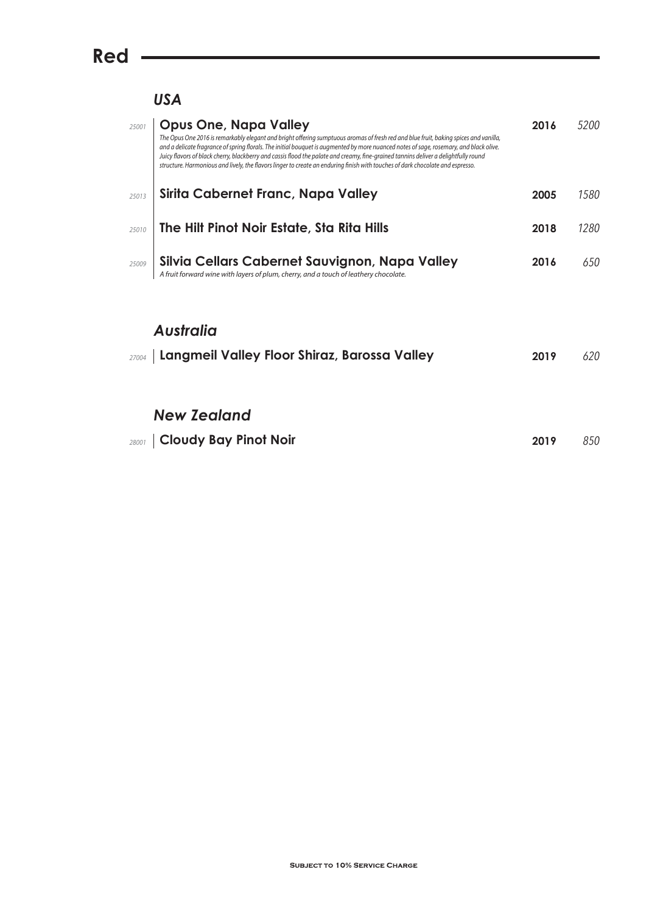# Red

## *USA*

| Code | Wine | Vintage | Price |
|---|---|---|---|
| *25001* | **Opus One, Napa Valley**<br>*The Opus One 2016 is remarkably elegant and bright offering sumptuous aromas of fresh red and blue fruit, baking spices and vanilla, and a delicate fragrance of spring florals. The initial bouquet is augmented by more nuanced notes of sage, rosemary, and black olive. Juicy flavors of black cherry, blackberry and cassis flood the palate and creamy, fine-grained tannins deliver a delightfully round structure. Harmonious and lively, the flavors linger to create an enduring finish with touches of dark chocolate and espresso.* | **2016** | *5200* |
| *25013* | **Sirita Cabernet Franc, Napa Valley** | **2005** | *1580* |
| *25010* | **The Hilt Pinot Noir Estate, Sta Rita Hills** | **2018** | *1280* |
| *25009* | **Silvia Cellars Cabernet Sauvignon, Napa Valley**<br>*A fruit forward wine with layers of plum, cherry, and a touch of leathery chocolate.* | **2016** | *650* |

## *Australia*

| Code | Wine | Vintage | Price |
|---|---|---|---|
| *27004* | **Langmeil Valley Floor Shiraz, Barossa Valley** | **2019** | *620* |

## *New Zealand*

| Code | Wine | Vintage | Price |
|---|---|---|---|
| *28001* | **Cloudy Bay Pinot Noir** | **2019** | *850* |

**Subject to 10% Service Charge**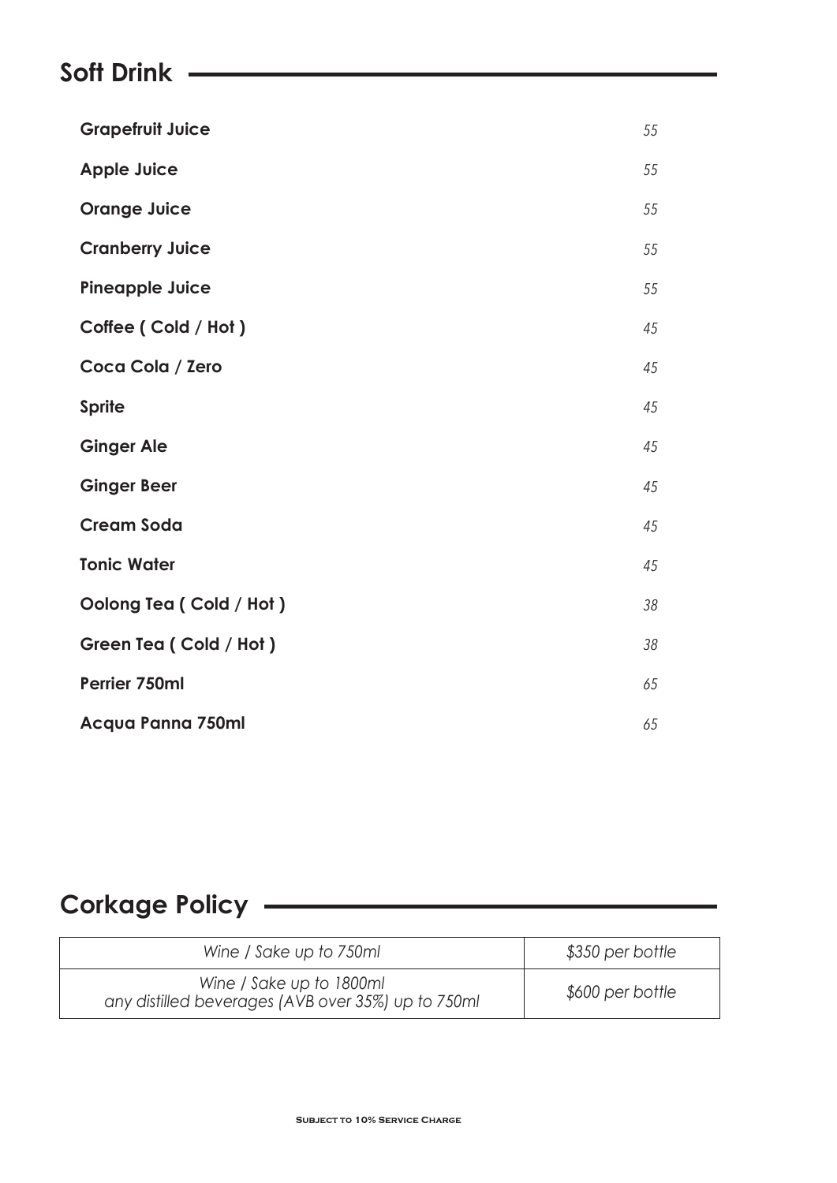## Soft Drink

| | |
|---|---|
| **Grapefruit Juice** | *55* |
| **Apple Juice** | *55* |
| **Orange Juice** | *55* |
| **Cranberry Juice** | *55* |
| **Pineapple Juice** | *55* |
| **Coffee ( Cold / Hot )** | *45* |
| **Coca Cola / Zero** | *45* |
| **Sprite** | *45* |
| **Ginger Ale** | *45* |
| **Ginger Beer** | *45* |
| **Cream Soda** | *45* |
| **Tonic Water** | *45* |
| **Oolong Tea ( Cold / Hot )** | *38* |
| **Green Tea ( Cold / Hot )** | *38* |
| **Perrier 750ml** | *65* |
| **Acqua Panna 750ml** | *65* |

## Corkage Policy

| | |
|---|---|
| *Wine / Sake up to 750ml* | *$350 per bottle* |
| *Wine / Sake up to 1800ml*<br>*any distilled beverages (AVB over 35%) up to 750ml* | *$600 per bottle* |

**Subject to 10% Service Charge**